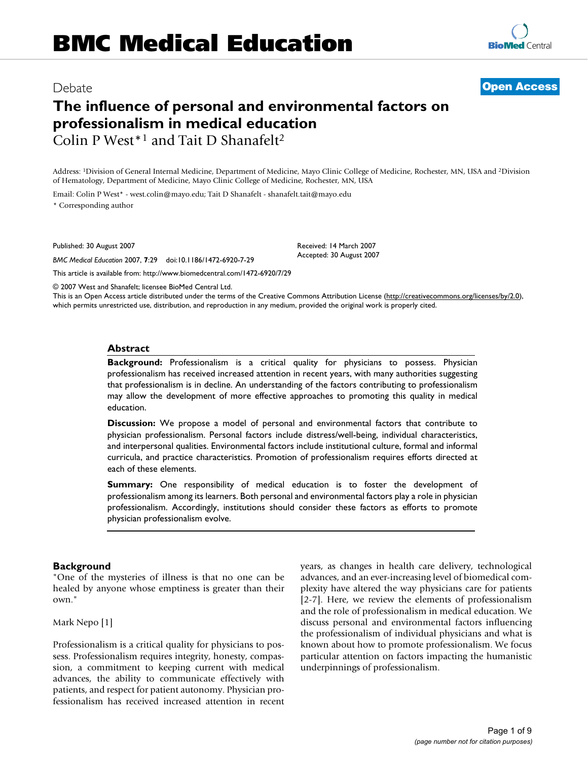# BMC Medical Education

Debate

**Open Access**

# The influence of personal and environmental factors on professionalism in medical education

Colin P West*[1] and Tait D Shanafelt[2]

Address: [1]Division of General Internal Medicine, Department of Medicine, Mayo Clinic College of Medicine, Rochester, MN, USA and [2]Division of Hematology, Department of Medicine, Mayo Clinic College of Medicine, Rochester, MN, USA

Email: Colin P West* - west.colin@mayo.edu; Tait D Shanafelt - shanafelt.tait@mayo.edu

* Corresponding author

Published: 30 August 2007

*BMC Medical Education* 2007, **7**:29 doi:10.1186/1472-6920-7-29

Received: 14 March 2007
Accepted: 30 August 2007

This article is available from: http://www.biomedcentral.com/1472-6920/7/29

© 2007 West and Shanafelt; licensee BioMed Central Ltd.
This is an Open Access article distributed under the terms of the Creative Commons Attribution License (http://creativecommons.org/licenses/by/2.0), which permits unrestricted use, distribution, and reproduction in any medium, provided the original work is properly cited.

## Abstract

**Background:** Professionalism is a critical quality for physicians to possess. Physician professionalism has received increased attention in recent years, with many authorities suggesting that professionalism is in decline. An understanding of the factors contributing to professionalism may allow the development of more effective approaches to promoting this quality in medical education.

**Discussion:** We propose a model of personal and environmental factors that contribute to physician professionalism. Personal factors include distress/well-being, individual characteristics, and interpersonal qualities. Environmental factors include institutional culture, formal and informal curricula, and practice characteristics. Promotion of professionalism requires efforts directed at each of these elements.

**Summary:** One responsibility of medical education is to foster the development of professionalism among its learners. Both personal and environmental factors play a role in physician professionalism. Accordingly, institutions should consider these factors as efforts to promote physician professionalism evolve.

## Background

"One of the mysteries of illness is that no one can be healed by anyone whose emptiness is greater than their own."

Mark Nepo [1]

Professionalism is a critical quality for physicians to possess. Professionalism requires integrity, honesty, compassion, a commitment to keeping current with medical advances, the ability to communicate effectively with patients, and respect for patient autonomy. Physician professionalism has received increased attention in recent years, as changes in health care delivery, technological advances, and an ever-increasing level of biomedical complexity have altered the way physicians care for patients [2-7]. Here, we review the elements of professionalism and the role of professionalism in medical education. We discuss personal and environmental factors influencing the professionalism of individual physicians and what is known about how to promote professionalism. We focus particular attention on factors impacting the humanistic underpinnings of professionalism.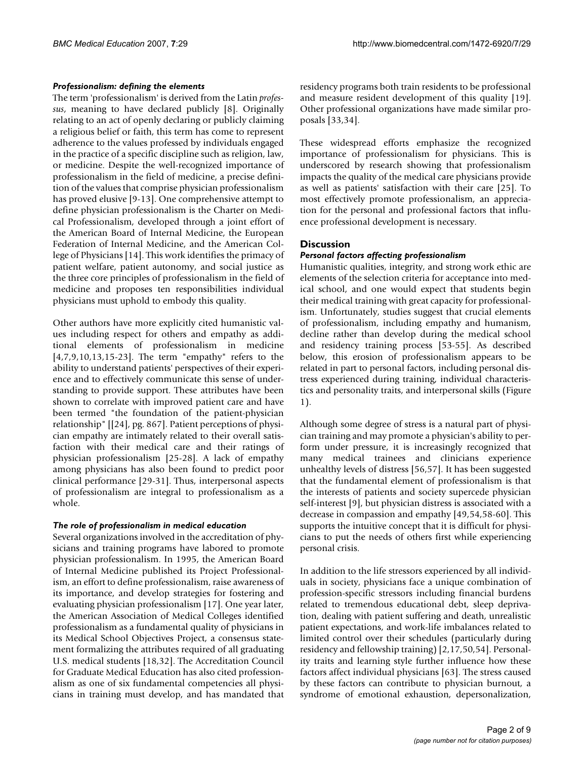### *Professionalism: defining the elements*

The term 'professionalism' is derived from the Latin *professus*, meaning to have declared publicly [8]. Originally relating to an act of openly declaring or publicly claiming a religious belief or faith, this term has come to represent adherence to the values professed by individuals engaged in the practice of a specific discipline such as religion, law, or medicine. Despite the well-recognized importance of professionalism in the field of medicine, a precise definition of the values that comprise physician professionalism has proved elusive [9-13]. One comprehensive attempt to define physician professionalism is the Charter on Medical Professionalism, developed through a joint effort of the American Board of Internal Medicine, the European Federation of Internal Medicine, and the American College of Physicians [14]. This work identifies the primacy of patient welfare, patient autonomy, and social justice as the three core principles of professionalism in the field of medicine and proposes ten responsibilities individual physicians must uphold to embody this quality.

Other authors have more explicitly cited humanistic values including respect for others and empathy as additional elements of professionalism in medicine [4,7,9,10,13,15-23]. The term "empathy" refers to the ability to understand patients' perspectives of their experience and to effectively communicate this sense of understanding to provide support. These attributes have been shown to correlate with improved patient care and have been termed "the foundation of the patient-physician relationship" [[24], pg. 867]. Patient perceptions of physician empathy are intimately related to their overall satisfaction with their medical care and their ratings of physician professionalism [25-28]. A lack of empathy among physicians has also been found to predict poor clinical performance [29-31]. Thus, interpersonal aspects of professionalism are integral to professionalism as a whole.

### *The role of professionalism in medical education*

Several organizations involved in the accreditation of physicians and training programs have labored to promote physician professionalism. In 1995, the American Board of Internal Medicine published its Project Professionalism, an effort to define professionalism, raise awareness of its importance, and develop strategies for fostering and evaluating physician professionalism [17]. One year later, the American Association of Medical Colleges identified professionalism as a fundamental quality of physicians in its Medical School Objectives Project, a consensus statement formalizing the attributes required of all graduating U.S. medical students [18,32]. The Accreditation Council for Graduate Medical Education has also cited professionalism as one of six fundamental competencies all physicians in training must develop, and has mandated that residency programs both train residents to be professional and measure resident development of this quality [19]. Other professional organizations have made similar proposals [33,34].

These widespread efforts emphasize the recognized importance of professionalism for physicians. This is underscored by research showing that professionalism impacts the quality of the medical care physicians provide as well as patients' satisfaction with their care [25]. To most effectively promote professionalism, an appreciation for the personal and professional factors that influence professional development is necessary.

## Discussion

### *Personal factors affecting professionalism*

Humanistic qualities, integrity, and strong work ethic are elements of the selection criteria for acceptance into medical school, and one would expect that students begin their medical training with great capacity for professionalism. Unfortunately, studies suggest that crucial elements of professionalism, including empathy and humanism, decline rather than develop during the medical school and residency training process [53-55]. As described below, this erosion of professionalism appears to be related in part to personal factors, including personal distress experienced during training, individual characteristics and personality traits, and interpersonal skills (Figure 1).

Although some degree of stress is a natural part of physician training and may promote a physician's ability to perform under pressure, it is increasingly recognized that many medical trainees and clinicians experience unhealthy levels of distress [56,57]. It has been suggested that the fundamental element of professionalism is that the interests of patients and society supercede physician self-interest [9], but physician distress is associated with a decrease in compassion and empathy [49,54,58-60]. This supports the intuitive concept that it is difficult for physicians to put the needs of others first while experiencing personal crisis.

In addition to the life stressors experienced by all individuals in society, physicians face a unique combination of profession-specific stressors including financial burdens related to tremendous educational debt, sleep deprivation, dealing with patient suffering and death, unrealistic patient expectations, and work-life imbalances related to limited control over their schedules (particularly during residency and fellowship training) [2,17,50,54]. Personality traits and learning style further influence how these factors affect individual physicians [63]. The stress caused by these factors can contribute to physician burnout, a syndrome of emotional exhaustion, depersonalization,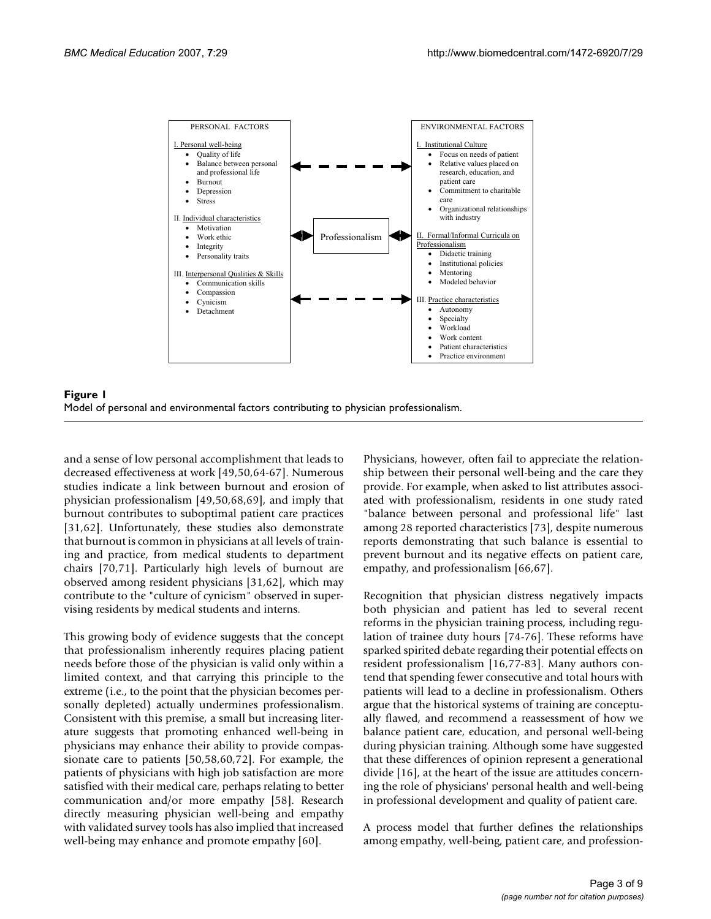PERSONAL FACTORS

I. Personal well-being
- Quality of life
- Balance between personal and professional life
- Burnout
- Depression
- Stress

II. Individual characteristics
- Motivation
- Work ethic
- Integrity
- Personality traits

III. Interpersonal Qualities & Skills
- Communication skills
- Compassion
- Cynicism
- Detachment

Professionalism

ENVIRONMENTAL FACTORS

I. Institutional Culture
- Focus on needs of patient
- Relative values placed on research, education, and patient care
- Commitment to charitable care
- Organizational relationships with industry

II. Formal/Informal Curricula on Professionalism
- Didactic training
- Institutional policies
- Mentoring
- Modeled behavior

III. Practice characteristics
- Autonomy
- Specialty
- Workload
- Work content
- Patient characteristics
- Practice environment

**Figure 1**
Model of personal and environmental factors contributing to physician professionalism.

and a sense of low personal accomplishment that leads to decreased effectiveness at work [49,50,64-67]. Numerous studies indicate a link between burnout and erosion of physician professionalism [49,50,68,69], and imply that burnout contributes to suboptimal patient care practices [31,62]. Unfortunately, these studies also demonstrate that burnout is common in physicians at all levels of training and practice, from medical students to department chairs [70,71]. Particularly high levels of burnout are observed among resident physicians [31,62], which may contribute to the "culture of cynicism" observed in supervising residents by medical students and interns.

This growing body of evidence suggests that the concept that professionalism inherently requires placing patient needs before those of the physician is valid only within a limited context, and that carrying this principle to the extreme (i.e., to the point that the physician becomes personally depleted) actually undermines professionalism. Consistent with this premise, a small but increasing literature suggests that promoting enhanced well-being in physicians may enhance their ability to provide compassionate care to patients [50,58,60,72]. For example, the patients of physicians with high job satisfaction are more satisfied with their medical care, perhaps relating to better communication and/or more empathy [58]. Research directly measuring physician well-being and empathy with validated survey tools has also implied that increased well-being may enhance and promote empathy [60].

Physicians, however, often fail to appreciate the relationship between their personal well-being and the care they provide. For example, when asked to list attributes associated with professionalism, residents in one study rated "balance between personal and professional life" last among 28 reported characteristics [73], despite numerous reports demonstrating that such balance is essential to prevent burnout and its negative effects on patient care, empathy, and professionalism [66,67].

Recognition that physician distress negatively impacts both physician and patient has led to several recent reforms in the physician training process, including regulation of trainee duty hours [74-76]. These reforms have sparked spirited debate regarding their potential effects on resident professionalism [16,77-83]. Many authors contend that spending fewer consecutive and total hours with patients will lead to a decline in professionalism. Others argue that the historical systems of training are conceptually flawed, and recommend a reassessment of how we balance patient care, education, and personal well-being during physician training. Although some have suggested that these differences of opinion represent a generational divide [16], at the heart of the issue are attitudes concerning the role of physicians' personal health and well-being in professional development and quality of patient care.

A process model that further defines the relationships among empathy, well-being, patient care, and profession-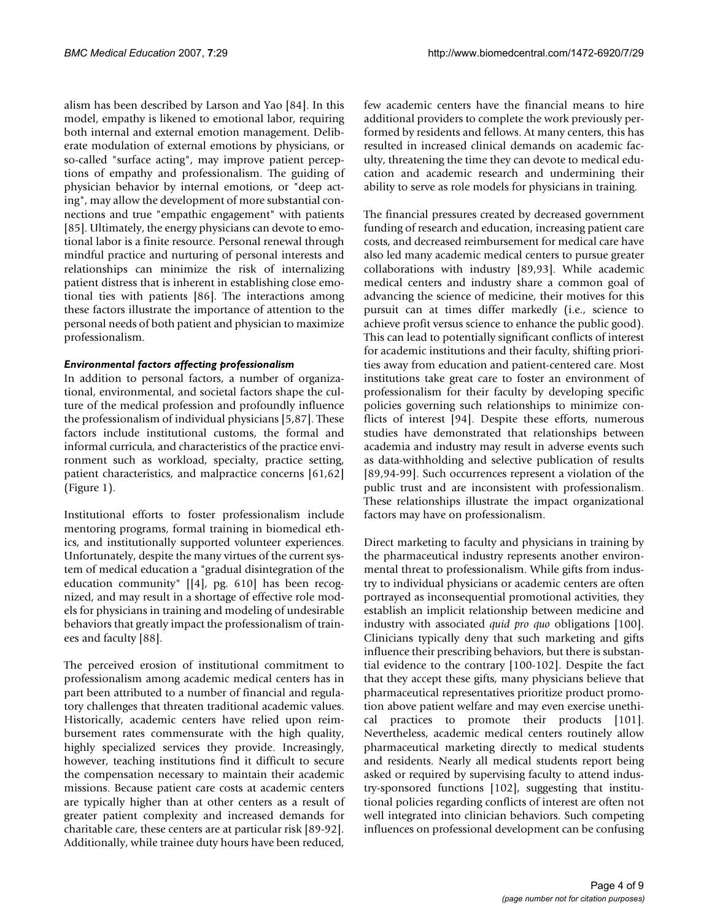alism has been described by Larson and Yao [84]. In this model, empathy is likened to emotional labor, requiring both internal and external emotion management. Deliberate modulation of external emotions by physicians, or so-called "surface acting", may improve patient perceptions of empathy and professionalism. The guiding of physician behavior by internal emotions, or "deep acting", may allow the development of more substantial connections and true "empathic engagement" with patients [85]. Ultimately, the energy physicians can devote to emotional labor is a finite resource. Personal renewal through mindful practice and nurturing of personal interests and relationships can minimize the risk of internalizing patient distress that is inherent in establishing close emotional ties with patients [86]. The interactions among these factors illustrate the importance of attention to the personal needs of both patient and physician to maximize professionalism.

#### *Environmental factors affecting professionalism*

In addition to personal factors, a number of organizational, environmental, and societal factors shape the culture of the medical profession and profoundly influence the professionalism of individual physicians [5,87]. These factors include institutional customs, the formal and informal curricula, and characteristics of the practice environment such as workload, specialty, practice setting, patient characteristics, and malpractice concerns [61,62] (Figure 1).

Institutional efforts to foster professionalism include mentoring programs, formal training in biomedical ethics, and institutionally supported volunteer experiences. Unfortunately, despite the many virtues of the current system of medical education a "gradual disintegration of the education community" [[4], pg. 610] has been recognized, and may result in a shortage of effective role models for physicians in training and modeling of undesirable behaviors that greatly impact the professionalism of trainees and faculty [88].

The perceived erosion of institutional commitment to professionalism among academic medical centers has in part been attributed to a number of financial and regulatory challenges that threaten traditional academic values. Historically, academic centers have relied upon reimbursement rates commensurate with the high quality, highly specialized services they provide. Increasingly, however, teaching institutions find it difficult to secure the compensation necessary to maintain their academic missions. Because patient care costs at academic centers are typically higher than at other centers as a result of greater patient complexity and increased demands for charitable care, these centers are at particular risk [89-92]. Additionally, while trainee duty hours have been reduced, few academic centers have the financial means to hire additional providers to complete the work previously performed by residents and fellows. At many centers, this has resulted in increased clinical demands on academic faculty, threatening the time they can devote to medical education and academic research and undermining their ability to serve as role models for physicians in training.

The financial pressures created by decreased government funding of research and education, increasing patient care costs, and decreased reimbursement for medical care have also led many academic medical centers to pursue greater collaborations with industry [89,93]. While academic medical centers and industry share a common goal of advancing the science of medicine, their motives for this pursuit can at times differ markedly (i.e., science to achieve profit versus science to enhance the public good). This can lead to potentially significant conflicts of interest for academic institutions and their faculty, shifting priorities away from education and patient-centered care. Most institutions take great care to foster an environment of professionalism for their faculty by developing specific policies governing such relationships to minimize conflicts of interest [94]. Despite these efforts, numerous studies have demonstrated that relationships between academia and industry may result in adverse events such as data-withholding and selective publication of results [89,94-99]. Such occurrences represent a violation of the public trust and are inconsistent with professionalism. These relationships illustrate the impact organizational factors may have on professionalism.

Direct marketing to faculty and physicians in training by the pharmaceutical industry represents another environmental threat to professionalism. While gifts from industry to individual physicians or academic centers are often portrayed as inconsequential promotional activities, they establish an implicit relationship between medicine and industry with associated *quid pro quo* obligations [100]. Clinicians typically deny that such marketing and gifts influence their prescribing behaviors, but there is substantial evidence to the contrary [100-102]. Despite the fact that they accept these gifts, many physicians believe that pharmaceutical representatives prioritize product promotion above patient welfare and may even exercise unethical practices to promote their products [101]. Nevertheless, academic medical centers routinely allow pharmaceutical marketing directly to medical students and residents. Nearly all medical students report being asked or required by supervising faculty to attend industry-sponsored functions [102], suggesting that institutional policies regarding conflicts of interest are often not well integrated into clinician behaviors. Such competing influences on professional development can be confusing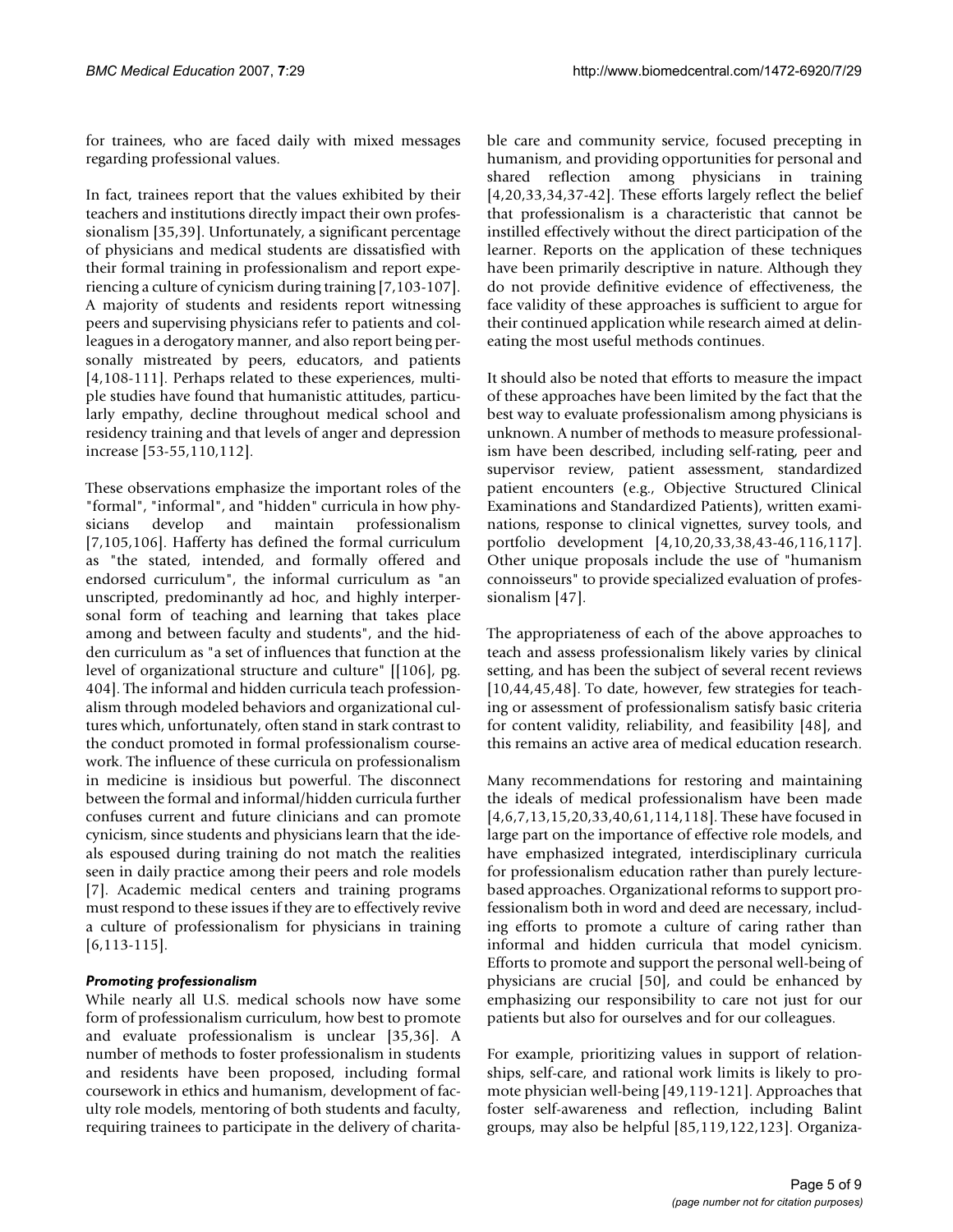for trainees, who are faced daily with mixed messages regarding professional values.

In fact, trainees report that the values exhibited by their teachers and institutions directly impact their own professionalism [35,39]. Unfortunately, a significant percentage of physicians and medical students are dissatisfied with their formal training in professionalism and report experiencing a culture of cynicism during training [7,103-107]. A majority of students and residents report witnessing peers and supervising physicians refer to patients and colleagues in a derogatory manner, and also report being personally mistreated by peers, educators, and patients [4,108-111]. Perhaps related to these experiences, multiple studies have found that humanistic attitudes, particularly empathy, decline throughout medical school and residency training and that levels of anger and depression increase [53-55,110,112].

These observations emphasize the important roles of the "formal", "informal", and "hidden" curricula in how physicians develop and maintain professionalism [7,105,106]. Hafferty has defined the formal curriculum as "the stated, intended, and formally offered and endorsed curriculum", the informal curriculum as "an unscripted, predominantly ad hoc, and highly interpersonal form of teaching and learning that takes place among and between faculty and students", and the hidden curriculum as "a set of influences that function at the level of organizational structure and culture" [[106], pg. 404]. The informal and hidden curricula teach professionalism through modeled behaviors and organizational cultures which, unfortunately, often stand in stark contrast to the conduct promoted in formal professionalism coursework. The influence of these curricula on professionalism in medicine is insidious but powerful. The disconnect between the formal and informal/hidden curricula further confuses current and future clinicians and can promote cynicism, since students and physicians learn that the ideals espoused during training do not match the realities seen in daily practice among their peers and role models [7]. Academic medical centers and training programs must respond to these issues if they are to effectively revive a culture of professionalism for physicians in training [6,113-115].

### *Promoting professionalism*

While nearly all U.S. medical schools now have some form of professionalism curriculum, how best to promote and evaluate professionalism is unclear [35,36]. A number of methods to foster professionalism in students and residents have been proposed, including formal coursework in ethics and humanism, development of faculty role models, mentoring of both students and faculty, requiring trainees to participate in the delivery of charitable care and community service, focused precepting in humanism, and providing opportunities for personal and shared reflection among physicians in training [4,20,33,34,37-42]. These efforts largely reflect the belief that professionalism is a characteristic that cannot be instilled effectively without the direct participation of the learner. Reports on the application of these techniques have been primarily descriptive in nature. Although they do not provide definitive evidence of effectiveness, the face validity of these approaches is sufficient to argue for their continued application while research aimed at delineating the most useful methods continues.

It should also be noted that efforts to measure the impact of these approaches have been limited by the fact that the best way to evaluate professionalism among physicians is unknown. A number of methods to measure professionalism have been described, including self-rating, peer and supervisor review, patient assessment, standardized patient encounters (e.g., Objective Structured Clinical Examinations and Standardized Patients), written examinations, response to clinical vignettes, survey tools, and portfolio development [4,10,20,33,38,43-46,116,117]. Other unique proposals include the use of "humanism connoisseurs" to provide specialized evaluation of professionalism [47].

The appropriateness of each of the above approaches to teach and assess professionalism likely varies by clinical setting, and has been the subject of several recent reviews [10,44,45,48]. To date, however, few strategies for teaching or assessment of professionalism satisfy basic criteria for content validity, reliability, and feasibility [48], and this remains an active area of medical education research.

Many recommendations for restoring and maintaining the ideals of medical professionalism have been made [4,6,7,13,15,20,33,40,61,114,118]. These have focused in large part on the importance of effective role models, and have emphasized integrated, interdisciplinary curricula for professionalism education rather than purely lecture-based approaches. Organizational reforms to support professionalism both in word and deed are necessary, including efforts to promote a culture of caring rather than informal and hidden curricula that model cynicism. Efforts to promote and support the personal well-being of physicians are crucial [50], and could be enhanced by emphasizing our responsibility to care not just for our patients but also for ourselves and for our colleagues.

For example, prioritizing values in support of relationships, self-care, and rational work limits is likely to promote physician well-being [49,119-121]. Approaches that foster self-awareness and reflection, including Balint groups, may also be helpful [85,119,122,123]. Organiza-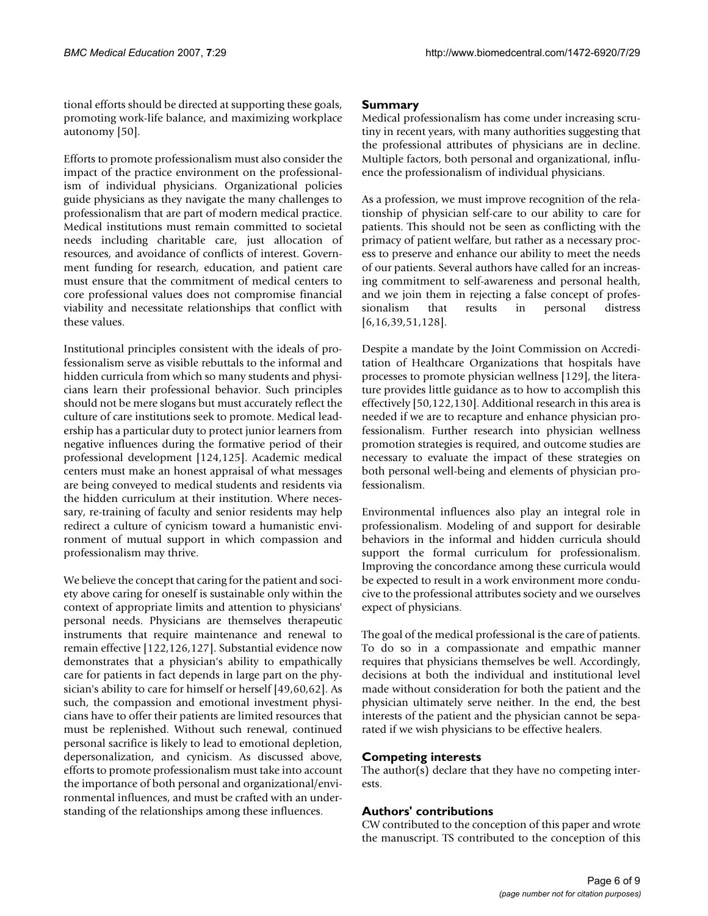tional efforts should be directed at supporting these goals, promoting work-life balance, and maximizing workplace autonomy [50].

Efforts to promote professionalism must also consider the impact of the practice environment on the professionalism of individual physicians. Organizational policies guide physicians as they navigate the many challenges to professionalism that are part of modern medical practice. Medical institutions must remain committed to societal needs including charitable care, just allocation of resources, and avoidance of conflicts of interest. Government funding for research, education, and patient care must ensure that the commitment of medical centers to core professional values does not compromise financial viability and necessitate relationships that conflict with these values.

Institutional principles consistent with the ideals of professionalism serve as visible rebuttals to the informal and hidden curricula from which so many students and physicians learn their professional behavior. Such principles should not be mere slogans but must accurately reflect the culture of care institutions seek to promote. Medical leadership has a particular duty to protect junior learners from negative influences during the formative period of their professional development [124,125]. Academic medical centers must make an honest appraisal of what messages are being conveyed to medical students and residents via the hidden curriculum at their institution. Where necessary, re-training of faculty and senior residents may help redirect a culture of cynicism toward a humanistic environment of mutual support in which compassion and professionalism may thrive.

We believe the concept that caring for the patient and society above caring for oneself is sustainable only within the context of appropriate limits and attention to physicians' personal needs. Physicians are themselves therapeutic instruments that require maintenance and renewal to remain effective [122,126,127]. Substantial evidence now demonstrates that a physician's ability to empathically care for patients in fact depends in large part on the physician's ability to care for himself or herself [49,60,62]. As such, the compassion and emotional investment physicians have to offer their patients are limited resources that must be replenished. Without such renewal, continued personal sacrifice is likely to lead to emotional depletion, depersonalization, and cynicism. As discussed above, efforts to promote professionalism must take into account the importance of both personal and organizational/environmental influences, and must be crafted with an understanding of the relationships among these influences.

## Summary

Medical professionalism has come under increasing scrutiny in recent years, with many authorities suggesting that the professional attributes of physicians are in decline. Multiple factors, both personal and organizational, influence the professionalism of individual physicians.

As a profession, we must improve recognition of the relationship of physician self-care to our ability to care for patients. This should not be seen as conflicting with the primacy of patient welfare, but rather as a necessary process to preserve and enhance our ability to meet the needs of our patients. Several authors have called for an increasing commitment to self-awareness and personal health, and we join them in rejecting a false concept of professionalism that results in personal distress [6,16,39,51,128].

Despite a mandate by the Joint Commission on Accreditation of Healthcare Organizations that hospitals have processes to promote physician wellness [129], the literature provides little guidance as to how to accomplish this effectively [50,122,130]. Additional research in this area is needed if we are to recapture and enhance physician professionalism. Further research into physician wellness promotion strategies is required, and outcome studies are necessary to evaluate the impact of these strategies on both personal well-being and elements of physician professionalism.

Environmental influences also play an integral role in professionalism. Modeling of and support for desirable behaviors in the informal and hidden curricula should support the formal curriculum for professionalism. Improving the concordance among these curricula would be expected to result in a work environment more conducive to the professional attributes society and we ourselves expect of physicians.

The goal of the medical professional is the care of patients. To do so in a compassionate and empathic manner requires that physicians themselves be well. Accordingly, decisions at both the individual and institutional level made without consideration for both the patient and the physician ultimately serve neither. In the end, the best interests of the patient and the physician cannot be separated if we wish physicians to be effective healers.

## Competing interests

The author(s) declare that they have no competing interests.

## Authors' contributions

CW contributed to the conception of this paper and wrote the manuscript. TS contributed to the conception of this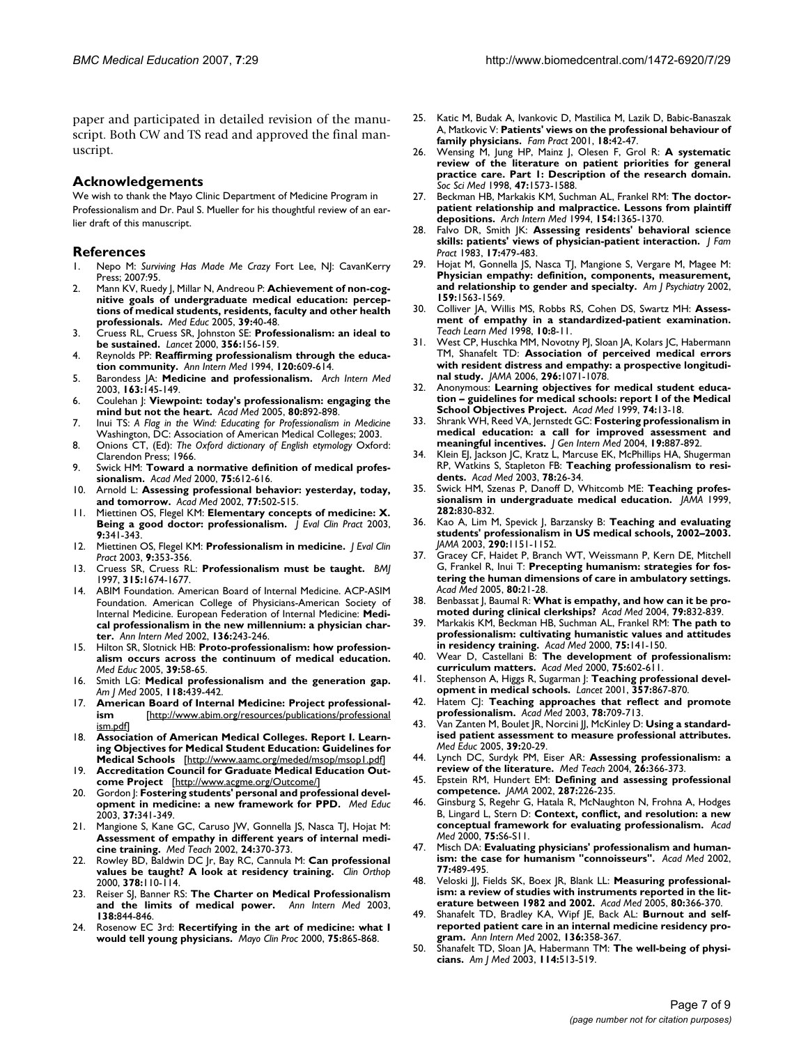paper and participated in detailed revision of the manuscript. Both CW and TS read and approved the final manuscript.

## Acknowledgements

We wish to thank the Mayo Clinic Department of Medicine Program in Professionalism and Dr. Paul S. Mueller for his thoughtful review of an earlier draft of this manuscript.

## References

1. Nepo M: *Surviving Has Made Me Crazy* Fort Lee, NJ: CavanKerry Press; 2007:95.
2. Mann KV, Ruedy J, Millar N, Andreou P: **Achievement of non-cognitive goals of undergraduate medical education: perceptions of medical students, residents, faculty and other health professionals.** *Med Educ* 2005, **39:**40-48.
3. Cruess RL, Cruess SR, Johnston SE: **Professionalism: an ideal to be sustained.** *Lancet* 2000, **356:**156-159.
4. Reynolds PP: **Reaffirming professionalism through the education community.** *Ann Intern Med* 1994, **120:**609-614.
5. Barondess JA: **Medicine and professionalism.** *Arch Intern Med* 2003, **163:**145-149.
6. Coulehan J: **Viewpoint: today's professionalism: engaging the mind but not the heart.** *Acad Med* 2005, **80:**892-898.
7. Inui TS: *A Flag in the Wind: Educating for Professionalism in Medicine* Washington, DC: Association of American Medical Colleges; 2003.
8. Onions CT, (Ed): *The Oxford dictionary of English etymology* Oxford: Clarendon Press; 1966.
9. Swick HM: **Toward a normative definition of medical professionalism.** *Acad Med* 2000, **75:**612-616.
10. Arnold L: **Assessing professional behavior: yesterday, today, and tomorrow.** *Acad Med* 2002, **77:**502-515.
11. Miettinen OS, Flegel KM: **Elementary concepts of medicine: X. Being a good doctor: professionalism.** *J Eval Clin Pract* 2003, **9:**341-343.
12. Miettinen OS, Flegel KM: **Professionalism in medicine.** *J Eval Clin Pract* 2003, **9:**353-356.
13. Cruess SR, Cruess RL: **Professionalism must be taught.** *BMJ* 1997, **315:**1674-1677.
14. ABIM Foundation. American Board of Internal Medicine. ACP-ASIM Foundation. American College of Physicians-American Society of Internal Medicine. European Federation of Internal Medicine: **Medical professionalism in the new millennium: a physician charter.** *Ann Intern Med* 2002, **136:**243-246.
15. Hilton SR, Slotnick HB: **Proto-professionalism: how professionalism occurs across the continuum of medical education.** *Med Educ* 2005, **39:**58-65.
16. Smith LG: **Medical professionalism and the generation gap.** *Am J Med* 2005, **118:**439-442.
17. **American Board of Internal Medicine: Project professionalism** [http://www.abim.org/resources/publications/professionalism.pdf]
18. **Association of American Medical Colleges. Report I. Learning Objectives for Medical Student Education: Guidelines for Medical Schools** [http://www.aamc.org/meded/msop/msop1.pdf]
19. **Accreditation Council for Graduate Medical Education Outcome Project** [http://www.acgme.org/Outcome/]
20. Gordon J: **Fostering students' personal and professional development in medicine: a new framework for PPD.** *Med Educ* 2003, **37:**341-349.
21. Mangione S, Kane GC, Caruso JW, Gonnella JS, Nasca TJ, Hojat M: **Assessment of empathy in different years of internal medicine training.** *Med Teach* 2002, **24:**370-373.
22. Rowley BD, Baldwin DC Jr, Bay RC, Cannula M: **Can professional values be taught? A look at residency training.** *Clin Orthop* 2000, **378:**110-114.
23. Reiser SJ, Banner RS: **The Charter on Medical Professionalism and the limits of medical power.** *Ann Intern Med* 2003, **138:**844-846.
24. Rosenow EC 3rd: **Recertifying in the art of medicine: what I would tell young physicians.** *Mayo Clin Proc* 2000, **75:**865-868.
25. Katic M, Budak A, Ivankovic D, Mastilica M, Lazik D, Babic-Banaszak A, Matkovic V: **Patients' views on the professional behaviour of family physicians.** *Fam Pract* 2001, **18:**42-47.
26. Wensing M, Jung HP, Mainz J, Olesen F, Grol R: **A systematic review of the literature on patient priorities for general practice care. Part 1: Description of the research domain.** *Soc Sci Med* 1998, **47:**1573-1588.
27. Beckman HB, Markakis KM, Suchman AL, Frankel RM: **The doctor-patient relationship and malpractice. Lessons from plaintiff depositions.** *Arch Intern Med* 1994, **154:**1365-1370.
28. Falvo DR, Smith JK: **Assessing residents' behavioral science skills: patients' views of physician-patient interaction.** *J Fam Pract* 1983, **17:**479-483.
29. Hojat M, Gonnella JS, Nasca TJ, Mangione S, Vergare M, Magee M: **Physician empathy: definition, components, measurement, and relationship to gender and specialty.** *Am J Psychiatry* 2002, **159:**1563-1569.
30. Colliver JA, Willis MS, Robbs RS, Cohen DS, Swartz MH: **Assessment of empathy in a standardized-patient examination.** *Teach Learn Med* 1998, **10:**8-11.
31. West CP, Huschka MM, Novotny PJ, Sloan JA, Kolars JC, Habermann TM, Shanafelt TD: **Association of perceived medical errors with resident distress and empathy: a prospective longitudinal study.** *JAMA* 2006, **296:**1071-1078.
32. Anonymous: **Learning objectives for medical student education – guidelines for medical schools: report I of the Medical School Objectives Project.** *Acad Med* 1999, **74:**13-18.
33. Shrank WH, Reed VA, Jernstedt GC: **Fostering professionalism in medical education: a call for improved assessment and meaningful incentives.** *J Gen Intern Med* 2004, **19:**887-892.
34. Klein EJ, Jackson JC, Kratz L, Marcuse EK, McPhillips HA, Shugerman RP, Watkins S, Stapleton FB: **Teaching professionalism to residents.** *Acad Med* 2003, **78:**26-34.
35. Swick HM, Szenas P, Danoff D, Whitcomb ME: **Teaching professionalism in undergraduate medical education.** *JAMA* 1999, **282:**830-832.
36. Kao A, Lim M, Spevick J, Barzansky B: **Teaching and evaluating students' professionalism in US medical schools, 2002–2003.** *JAMA* 2003, **290:**1151-1152.
37. Gracey CF, Haidet P, Branch WT, Weissmann P, Kern DE, Mitchell G, Frankel R, Inui T: **Precepting humanism: strategies for fostering the human dimensions of care in ambulatory settings.** *Acad Med* 2005, **80:**21-28.
38. Benbassat J, Baumal R: **What is empathy, and how can it be promoted during clinical clerkships?** *Acad Med* 2004, **79:**832-839.
39. Markakis KM, Beckman HB, Suchman AL, Frankel RM: **The path to professionalism: cultivating humanistic values and attitudes in residency training.** *Acad Med* 2000, **75:**141-150.
40. Wear D, Castellani B: **The development of professionalism: curriculum matters.** *Acad Med* 2000, **75:**602-611.
41. Stephenson A, Higgs R, Sugarman J: **Teaching professional development in medical schools.** *Lancet* 2001, **357:**867-870.
42. Hatem CJ: **Teaching approaches that reflect and promote professionalism.** *Acad Med* 2003, **78:**709-713.
43. Van Zanten M, Boulet JR, Norcini JJ, McKinley D: **Using a standardised patient assessment to measure professional attributes.** *Med Educ* 2005, **39:**20-29.
44. Lynch DC, Surdyk PM, Eiser AR: **Assessing professionalism: a review of the literature.** *Med Teach* 2004, **26:**366-373.
45. Epstein RM, Hundert EM: **Defining and assessing professional competence.** *JAMA* 2002, **287:**226-235.
46. Ginsburg S, Regehr G, Hatala R, McNaughton N, Frohna A, Hodges B, Lingard L, Stern D: **Context, conflict, and resolution: a new conceptual framework for evaluating professionalism.** *Acad Med* 2000, **75:**S6-S11.
47. Misch DA: **Evaluating physicians' professionalism and humanism: the case for humanism "connoisseurs".** *Acad Med* 2002, **77:**489-495.
48. Veloski JJ, Fields SK, Boex JR, Blank LL: **Measuring professionalism: a review of studies with instruments reported in the literature between 1982 and 2002.** *Acad Med* 2005, **80:**366-370.
49. Shanafelt TD, Bradley KA, Wipf JE, Back AL: **Burnout and self-reported patient care in an internal medicine residency program.** *Ann Intern Med* 2002, **136:**358-367.
50. Shanafelt TD, Sloan JA, Habermann TM: **The well-being of physicians.** *Am J Med* 2003, **114:**513-519.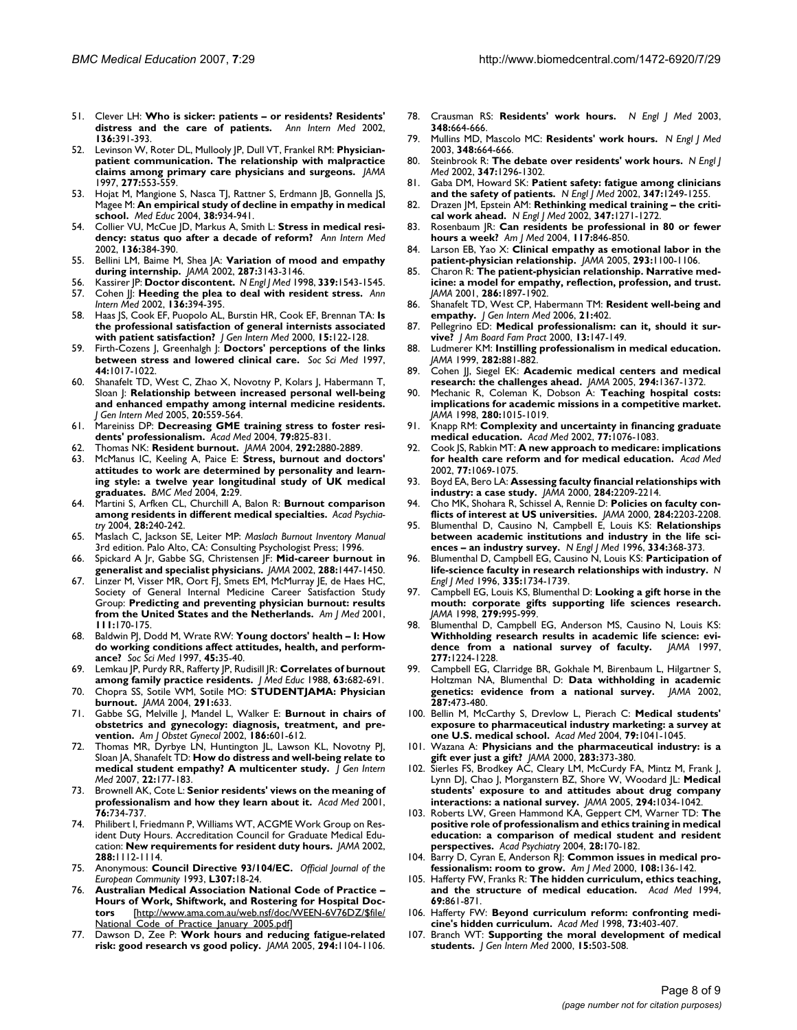51. Clever LH: **Who is sicker: patients – or residents? Residents' distress and the care of patients.** *Ann Intern Med* 2002, **136:**391-393.
52. Levinson W, Roter DL, Mullooly JP, Dull VT, Frankel RM: **Physician-patient communication. The relationship with malpractice claims among primary care physicians and surgeons.** *JAMA* 1997, **277:**553-559.
53. Hojat M, Mangione S, Nasca TJ, Rattner S, Erdmann JB, Gonnella JS, Magee M: **An empirical study of decline in empathy in medical school.** *Med Educ* 2004, **38:**934-941.
54. Collier VU, McCue JD, Markus A, Smith L: **Stress in medical residency: status quo after a decade of reform?** *Ann Intern Med* 2002, **136:**384-390.
55. Bellini LM, Baime M, Shea JA: **Variation of mood and empathy during internship.** *JAMA* 2002, **287:**3143-3146.
56. Kassirer JP: **Doctor discontent.** *N Engl J Med* 1998, **339:**1543-1545.
57. Cohen JJ: **Heeding the plea to deal with resident stress.** *Ann Intern Med* 2002, **136:**394-395.
58. Haas JS, Cook EF, Puopolo AL, Burstin HR, Cook EF, Brennan TA: **Is the professional satisfaction of general internists associated with patient satisfaction?** *J Gen Intern Med* 2000, **15:**122-128.
59. Firth-Cozens J, Greenhalgh J: **Doctors' perceptions of the links between stress and lowered clinical care.** *Soc Sci Med* 1997, **44:**1017-1022.
60. Shanafelt TD, West C, Zhao X, Novotny P, Kolars J, Habermann T, Sloan J: **Relationship between increased personal well-being and enhanced empathy among internal medicine residents.** *J Gen Intern Med* 2005, **20:**559-564.
61. Mareiniss DP: **Decreasing GME training stress to foster residents' professionalism.** *Acad Med* 2004, **79:**825-831.
62. Thomas NK: **Resident burnout.** *JAMA* 2004, **292:**2880-2889.
63. McManus IC, Keeling A, Paice E: **Stress, burnout and doctors' attitudes to work are determined by personality and learning style: a twelve year longitudinal study of UK medical graduates.** *BMC Med* 2004, **2:**29.
64. Martini S, Arfken CL, Churchill A, Balon R: **Burnout comparison among residents in different medical specialties.** *Acad Psychiatry* 2004, **28:**240-242.
65. Maslach C, Jackson SE, Leiter MP: *Maslach Burnout Inventory Manual* 3rd edition. Palo Alto, CA: Consulting Psychologist Press; 1996.
66. Spickard A Jr, Gabbe SG, Christensen JF: **Mid-career burnout in generalist and specialist physicians.** *JAMA* 2002, **288:**1447-1450.
67. Linzer M, Visser MR, Oort FJ, Smets EM, McMurray JE, de Haes HC, Society of General Internal Medicine Career Satisfaction Study Group: **Predicting and preventing physician burnout: results from the United States and the Netherlands.** *Am J Med* 2001, **111:**170-175.
68. Baldwin PJ, Dodd M, Wrate RW: **Young doctors' health – I: How do working conditions affect attitudes, health, and performance?** *Soc Sci Med* 1997, **45:**35-40.
69. Lemkau JP, Purdy RR, Rafferty JP, Rudisill JR: **Correlates of burnout among family practice residents.** *J Med Educ* 1988, **63:**682-691.
70. Chopra SS, Sotile WM, Sotile MO: **STUDENTJAMA: Physician burnout.** *JAMA* 2004, **291:**633.
71. Gabbe SG, Melville J, Mandel L, Walker E: **Burnout in chairs of obstetrics and gynecology: diagnosis, treatment, and prevention.** *Am J Obstet Gynecol* 2002, **186:**601-612.
72. Thomas MR, Dyrbye LN, Huntington JL, Lawson KL, Novotny PJ, Sloan JA, Shanafelt TD: **How do distress and well-being relate to medical student empathy? A multicenter study.** *J Gen Intern Med* 2007, **22:**177-183.
73. Brownell AK, Cote L: **Senior residents' views on the meaning of professionalism and how they learn about it.** *Acad Med* 2001, **76:**734-737.
74. Philibert I, Friedmann P, Williams WT, ACGME Work Group on Resident Duty Hours. Accreditation Council for Graduate Medical Education: **New requirements for resident duty hours.** *JAMA* 2002, **288:**1112-1114.
75. Anonymous: **Council Directive 93/104/EC.** *Official Journal of the European Community* 1993, **L307:**18-24.
76. **Australian Medical Association National Code of Practice – Hours of Work, Shiftwork, and Rostering for Hospital Doctors** [http://www.ama.com.au/web.nsf/doc/WEEN-6V76DZ/$file/National_Code_of_Practice_January_2005.pdf]
77. Dawson D, Zee P: **Work hours and reducing fatigue-related risk: good research vs good policy.** *JAMA* 2005, **294:**1104-1106.
78. Crausman RS: **Residents' work hours.** *N Engl J Med* 2003, **348:**664-666.
79. Mullins MD, Mascolo MC: **Residents' work hours.** *N Engl J Med* 2003, **348:**664-666.
80. Steinbrook R: **The debate over residents' work hours.** *N Engl J Med* 2002, **347:**1296-1302.
81. Gaba DM, Howard SK: **Patient safety: fatigue among clinicians and the safety of patients.** *N Engl J Med* 2002, **347:**1249-1255.
82. Drazen JM, Epstein AM: **Rethinking medical training – the critical work ahead.** *N Engl J Med* 2002, **347:**1271-1272.
83. Rosenbaum JR: **Can residents be professional in 80 or fewer hours a week?** *Am J Med* 2004, **117:**846-850.
84. Larson EB, Yao X: **Clinical empathy as emotional labor in the patient-physician relationship.** *JAMA* 2005, **293:**1100-1106.
85. Charon R: **The patient-physician relationship. Narrative medicine: a model for empathy, reflection, profession, and trust.** *JAMA* 2001, **286:**1897-1902.
86. Shanafelt TD, West CP, Habermann TM: **Resident well-being and empathy.** *J Gen Intern Med* 2006, **21:**402.
87. Pellegrino ED: **Medical professionalism: can it, should it survive?** *J Am Board Fam Pract* 2000, **13:**147-149.
88. Ludmerer KM: **Instilling professionalism in medical education.** *JAMA* 1999, **282:**881-882.
89. Cohen JJ, Siegel EK: **Academic medical centers and medical research: the challenges ahead.** *JAMA* 2005, **294:**1367-1372.
90. Mechanic R, Coleman K, Dobson A: **Teaching hospital costs: implications for academic missions in a competitive market.** *JAMA* 1998, **280:**1015-1019.
91. Knapp RM: **Complexity and uncertainty in financing graduate medical education.** *Acad Med* 2002, **77:**1076-1083.
92. Cook JS, Rabkin MT: **A new approach to medicare: implications for health care reform and for medical education.** *Acad Med* 2002, **77:**1069-1075.
93. Boyd EA, Bero LA: **Assessing faculty financial relationships with industry: a case study.** *JAMA* 2000, **284:**2209-2214.
94. Cho MK, Shohara R, Schissel A, Rennie D: **Policies on faculty conflicts of interest at US universities.** *JAMA* 2000, **284:**2203-2208.
95. Blumenthal D, Causino N, Campbell E, Louis KS: **Relationships between academic institutions and industry in the life sciences – an industry survey.** *N Engl J Med* 1996, **334:**368-373.
96. Blumenthal D, Campbell EG, Causino N, Louis KS: **Participation of life-science faculty in research relationships with industry.** *N Engl J Med* 1996, **335:**1734-1739.
97. Campbell EG, Louis KS, Blumenthal D: **Looking a gift horse in the mouth: corporate gifts supporting life sciences research.** *JAMA* 1998, **279:**995-999.
98. Blumenthal D, Campbell EG, Anderson MS, Causino N, Louis KS: **Withholding research results in academic life science: evidence from a national survey of faculty.** *JAMA* 1997, **277:**1224-1228.
99. Campbell EG, Clarridge BR, Gokhale M, Birenbaum L, Hilgartner S, Holtzman NA, Blumenthal D: **Data withholding in academic genetics: evidence from a national survey.** *JAMA* 2002, **287:**473-480.
100. Bellin M, McCarthy S, Drevlow L, Pierach C: **Medical students' exposure to pharmaceutical industry marketing: a survey at one U.S. medical school.** *Acad Med* 2004, **79:**1041-1045.
101. Wazana A: **Physicians and the pharmaceutical industry: is a gift ever just a gift?** *JAMA* 2000, **283:**373-380.
102. Sierles FS, Brodkey AC, Cleary LM, McCurdy FA, Mintz M, Frank J, Lynn DJ, Chao J, Morganstern BZ, Shore W, Woodard JL: **Medical students' exposure to and attitudes about drug company interactions: a national survey.** *JAMA* 2005, **294:**1034-1042.
103. Roberts LW, Green Hammond KA, Geppert CM, Warner TD: **The positive role of professionalism and ethics training in medical education: a comparison of medical student and resident perspectives.** *Acad Psychiatry* 2004, **28:**170-182.
104. Barry D, Cyran E, Anderson RJ: **Common issues in medical professionalism: room to grow.** *Am J Med* 2000, **108:**136-142.
105. Hafferty FW, Franks R: **The hidden curriculum, ethics teaching, and the structure of medical education.** *Acad Med* 1994, **69:**861-871.
106. Hafferty FW: **Beyond curriculum reform: confronting medicine's hidden curriculum.** *Acad Med* 1998, **73:**403-407.
107. Branch WT: **Supporting the moral development of medical students.** *J Gen Intern Med* 2000, **15:**503-508.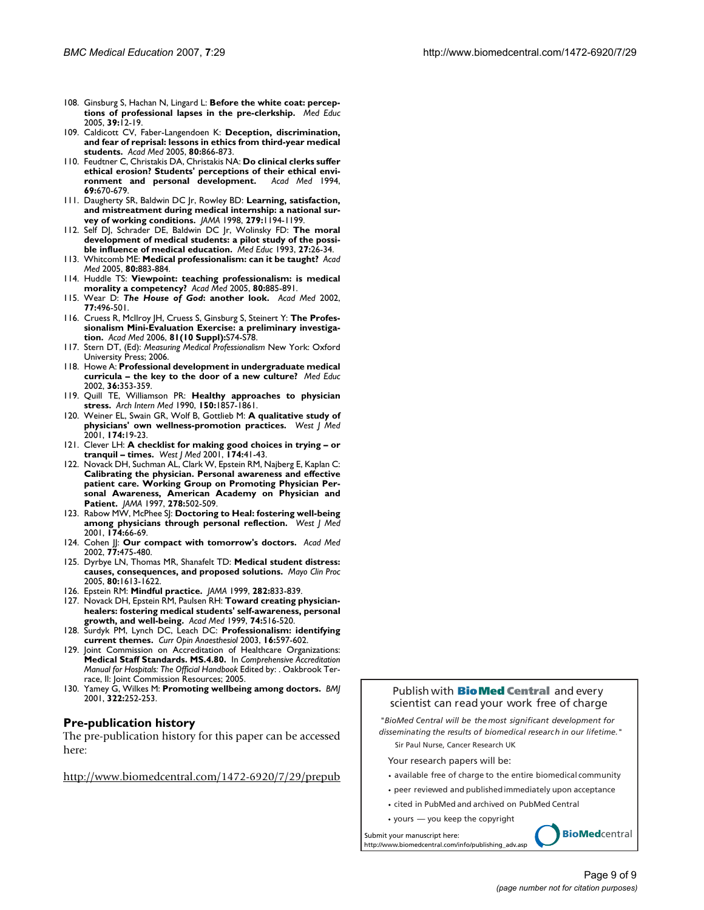108. Ginsburg S, Hachan N, Lingard L: **Before the white coat: perceptions of professional lapses in the pre-clerkship.** *Med Educ* 2005, **39:**12-19.
109. Caldicott CV, Faber-Langendoen K: **Deception, discrimination, and fear of reprisal: lessons in ethics from third-year medical students.** *Acad Med* 2005, **80:**866-873.
110. Feudtner C, Christakis DA, Christakis NA: **Do clinical clerks suffer ethical erosion? Students' perceptions of their ethical environment and personal development.** *Acad Med* 1994, **69:**670-679.
111. Daugherty SR, Baldwin DC Jr, Rowley BD: **Learning, satisfaction, and mistreatment during medical internship: a national survey of working conditions.** *JAMA* 1998, **279:**1194-1199.
112. Self DJ, Schrader DE, Baldwin DC Jr, Wolinsky FD: **The moral development of medical students: a pilot study of the possible influence of medical education.** *Med Educ* 1993, **27:**26-34.
113. Whitcomb ME: **Medical professionalism: can it be taught?** *Acad Med* 2005, **80:**883-884.
114. Huddle TS: **Viewpoint: teaching professionalism: is medical morality a competency?** *Acad Med* 2005, **80:**885-891.
115. Wear D: ***The House of God*: another look.** *Acad Med* 2002, **77:**496-501.
116. Cruess R, McIlroy JH, Cruess S, Ginsburg S, Steinert Y: **The Professionalism Mini-Evaluation Exercise: a preliminary investigation.** *Acad Med* 2006, **81(10 Suppl):**S74-S78.
117. Stern DT, (Ed): *Measuring Medical Professionalism* New York: Oxford University Press; 2006.
118. Howe A: **Professional development in undergraduate medical curricula – the key to the door of a new culture?** *Med Educ* 2002, **36:**353-359.
119. Quill TE, Williamson PR: **Healthy approaches to physician stress.** *Arch Intern Med* 1990, **150:**1857-1861.
120. Weiner EL, Swain GR, Wolf B, Gottlieb M: **A qualitative study of physicians' own wellness-promotion practices.** *West J Med* 2001, **174:**19-23.
121. Clever LH: **A checklist for making good choices in trying – or tranquil – times.** *West J Med* 2001, **174:**41-43.
122. Novack DH, Suchman AL, Clark W, Epstein RM, Najberg E, Kaplan C: **Calibrating the physician. Personal awareness and effective patient care. Working Group on Promoting Physician Personal Awareness, American Academy on Physician and Patient.** *JAMA* 1997, **278:**502-509.
123. Rabow MW, McPhee SJ: **Doctoring to Heal: fostering well-being among physicians through personal reflection.** *West J Med* 2001, **174:**66-69.
124. Cohen JJ: **Our compact with tomorrow's doctors.** *Acad Med* 2002, **77:**475-480.
125. Dyrbye LN, Thomas MR, Shanafelt TD: **Medical student distress: causes, consequences, and proposed solutions.** *Mayo Clin Proc* 2005, **80:**1613-1622.
126. Epstein RM: **Mindful practice.** *JAMA* 1999, **282:**833-839.
127. Novack DH, Epstein RM, Paulsen RH: **Toward creating physician-healers: fostering medical students' self-awareness, personal growth, and well-being.** *Acad Med* 1999, **74:**516-520.
128. Surdyk PM, Lynch DC, Leach DC: **Professionalism: identifying current themes.** *Curr Opin Anaesthesiol* 2003, **16:**597-602.
129. Joint Commission on Accreditation of Healthcare Organizations: **Medical Staff Standards. MS.4.80.** In *Comprehensive Accreditation Manual for Hospitals: The Official Handbook* Edited by: . Oakbrook Terrace, Il: Joint Commission Resources; 2005.
130. Yamey G, Wilkes M: **Promoting wellbeing among doctors.** *BMJ* 2001, **322:**252-253.

## Pre-publication history

The pre-publication history for this paper can be accessed here:

http://www.biomedcentral.com/1472-6920/7/29/prepub

Publish with **BioMed Central** and every scientist can read your work free of charge

*"BioMed Central will be the most significant development for disseminating the results of biomedical research in our lifetime."*

Sir Paul Nurse, Cancer Research UK

Your research papers will be:

- available free of charge to the entire biomedical community
- peer reviewed and published immediately upon acceptance
- cited in PubMed and archived on PubMed Central
- yours — you keep the copyright

Submit your manuscript here:
http://www.biomedcentral.com/info/publishing_adv.asp

**BioMed**central